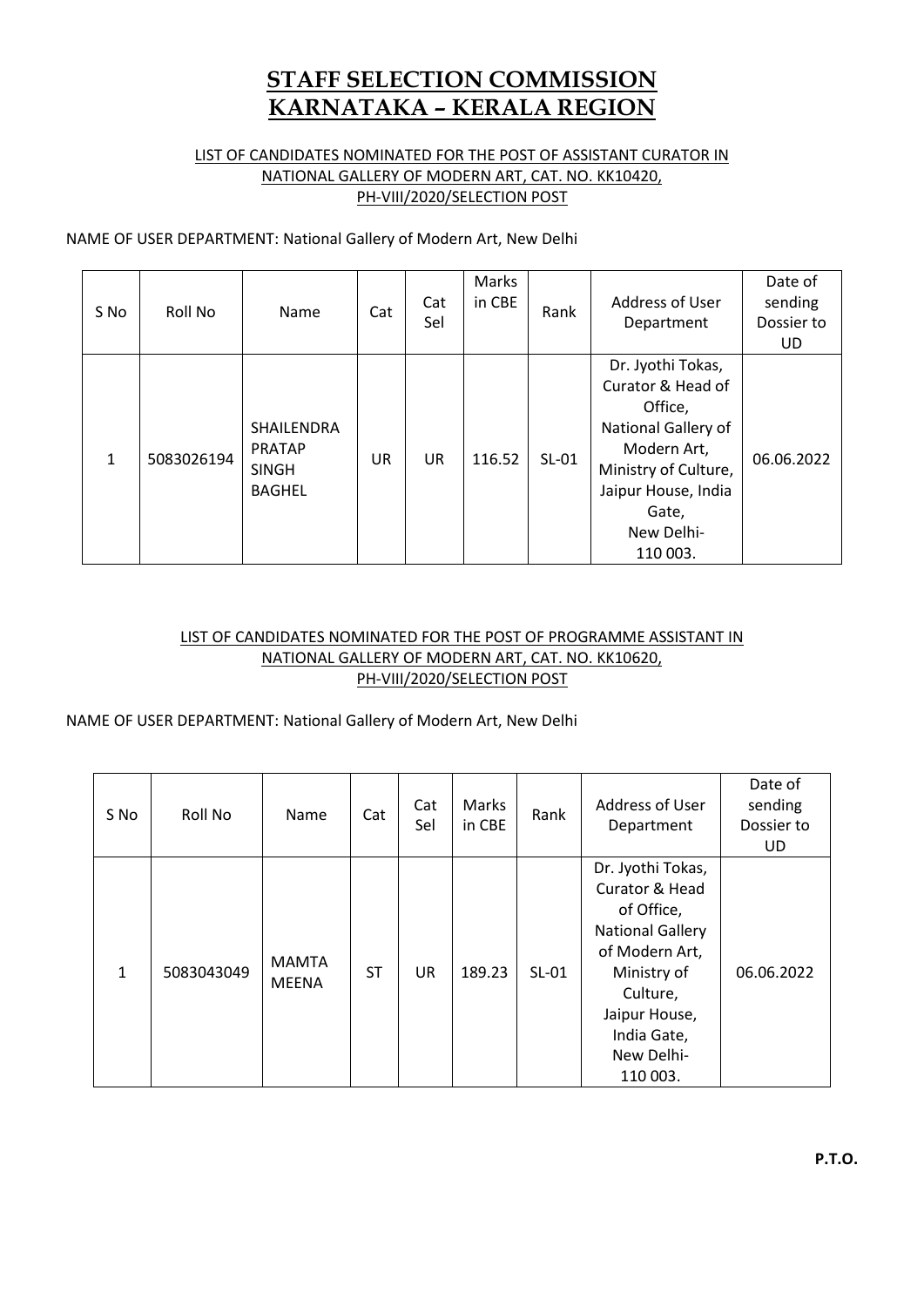# STAFF SELECTION COMMISSION
# KARNATAKA – KERALA REGION

LIST OF CANDIDATES NOMINATED FOR THE POST OF ASSISTANT CURATOR IN NATIONAL GALLERY OF MODERN ART, CAT. NO. KK10420, PH-VIII/2020/SELECTION POST

NAME OF USER DEPARTMENT: National Gallery of Modern Art, New Delhi

| S No | Roll No | Name | Cat | Cat Sel | Marks in CBE | Rank | Address of User Department | Date of sending Dossier to UD |
|---|---|---|---|---|---|---|---|---|
| 1 | 5083026194 | SHAILENDRA PRATAP SINGH BAGHEL | UR | UR | 116.52 | SL-01 | Dr. Jyothi Tokas, Curator & Head of Office, National Gallery of Modern Art, Ministry of Culture, Jaipur House, India Gate, New Delhi-110 003. | 06.06.2022 |

LIST OF CANDIDATES NOMINATED FOR THE POST OF PROGRAMME ASSISTANT IN NATIONAL GALLERY OF MODERN ART, CAT. NO. KK10620, PH-VIII/2020/SELECTION POST

NAME OF USER DEPARTMENT: National Gallery of Modern Art, New Delhi

| S No | Roll No | Name | Cat | Cat Sel | Marks in CBE | Rank | Address of User Department | Date of sending Dossier to UD |
|---|---|---|---|---|---|---|---|---|
| 1 | 5083043049 | MAMTA MEENA | ST | UR | 189.23 | SL-01 | Dr. Jyothi Tokas, Curator & Head of Office, National Gallery of Modern Art, Ministry of Culture, Jaipur House, India Gate, New Delhi-110 003. | 06.06.2022 |

**P.T.O.**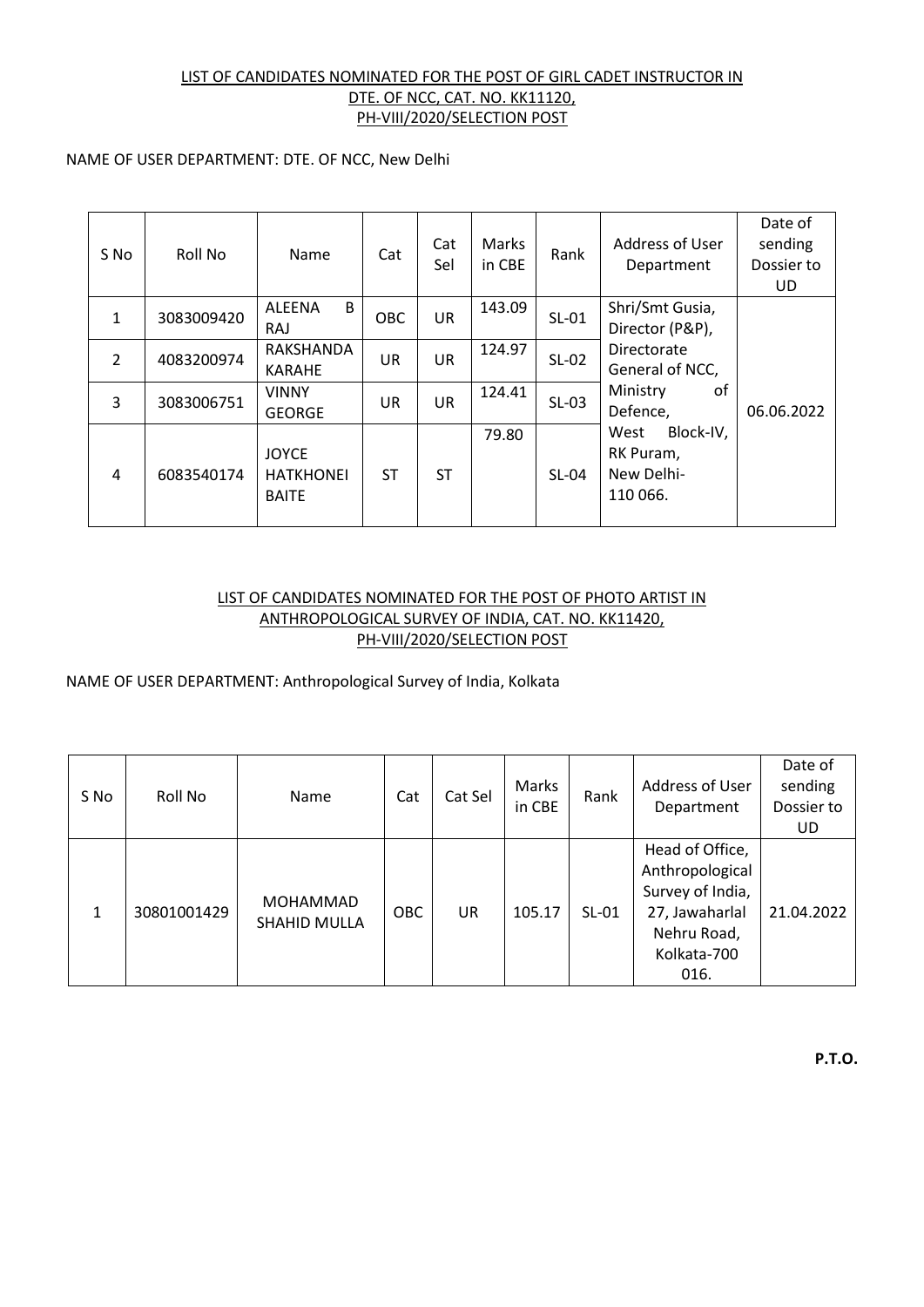LIST OF CANDIDATES NOMINATED FOR THE POST OF GIRL CADET INSTRUCTOR IN DTE. OF NCC, CAT. NO. KK11120, PH-VIII/2020/SELECTION POST

NAME OF USER DEPARTMENT: DTE. OF NCC, New Delhi

| S No | Roll No | Name | Cat | Cat Sel | Marks in CBE | Rank | Address of User Department | Date of sending Dossier to UD |
|---|---|---|---|---|---|---|---|---|
| 1 | 3083009420 | ALEENA B RAJ | OBC | UR | 143.09 | SL-01 | Shri/Smt Gusia, Director (P&P), Directorate General of NCC, Ministry of Defence, West Block-IV, RK Puram, New Delhi-110 066. | 06.06.2022 |
| 2 | 4083200974 | RAKSHANDA KARAHE | UR | UR | 124.97 | SL-02 | | |
| 3 | 3083006751 | VINNY GEORGE | UR | UR | 124.41 | SL-03 | | |
| 4 | 6083540174 | JOYCE HATKHONEI BAITE | ST | ST | 79.80 | SL-04 | | |

LIST OF CANDIDATES NOMINATED FOR THE POST OF PHOTO ARTIST IN ANTHROPOLOGICAL SURVEY OF INDIA, CAT. NO. KK11420, PH-VIII/2020/SELECTION POST

NAME OF USER DEPARTMENT: Anthropological Survey of India, Kolkata

| S No | Roll No | Name | Cat | Cat Sel | Marks in CBE | Rank | Address of User Department | Date of sending Dossier to UD |
|---|---|---|---|---|---|---|---|---|
| 1 | 30801001429 | MOHAMMAD SHAHID MULLA | OBC | UR | 105.17 | SL-01 | Head of Office, Anthropological Survey of India, 27, Jawaharlal Nehru Road, Kolkata-700 016. | 21.04.2022 |

**P.T.O.**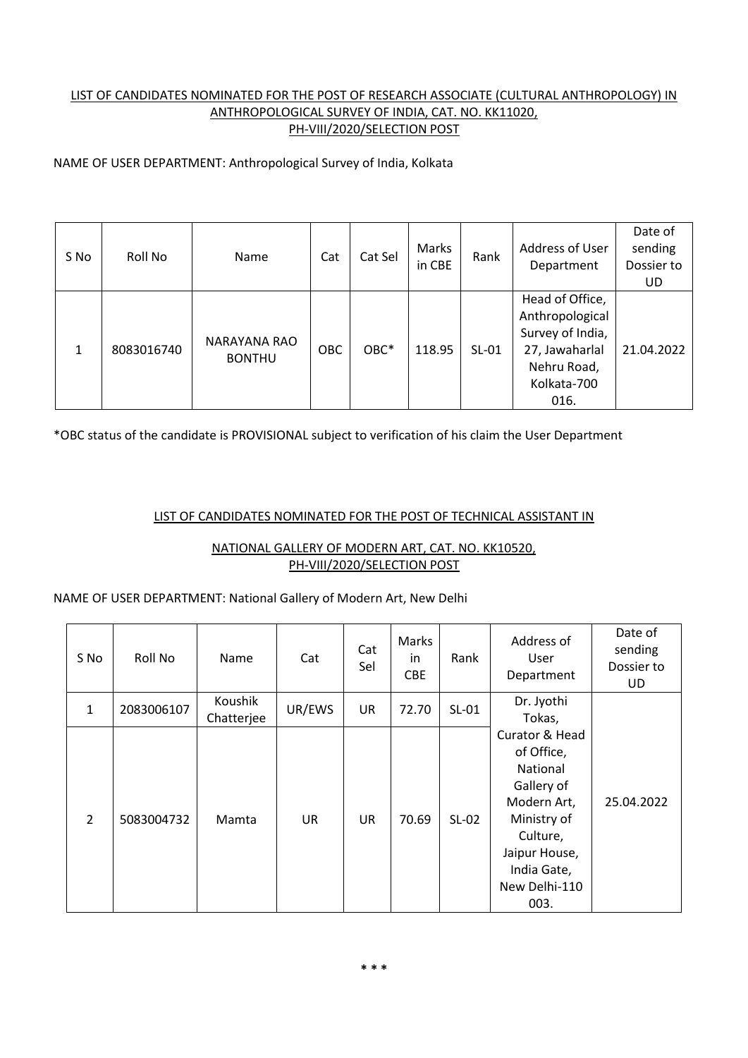<u>LIST OF CANDIDATES NOMINATED FOR THE POST OF RESEARCH ASSOCIATE (CULTURAL ANTHROPOLOGY) IN ANTHROPOLOGICAL SURVEY OF INDIA, CAT. NO. KK11020, PH-VIII/2020/SELECTION POST</u>

NAME OF USER DEPARTMENT: Anthropological Survey of India, Kolkata

| S No | Roll No | Name | Cat | Cat Sel | Marks in CBE | Rank | Address of User Department | Date of sending Dossier to UD |
|---|---|---|---|---|---|---|---|---|
| 1 | 8083016740 | NARAYANA RAO BONTHU | OBC | OBC* | 118.95 | SL-01 | Head of Office, Anthropological Survey of India, 27, Jawaharlal Nehru Road, Kolkata-700 016. | 21.04.2022 |

*OBC status of the candidate is PROVISIONAL subject to verification of his claim the User Department

<u>LIST OF CANDIDATES NOMINATED FOR THE POST OF TECHNICAL ASSISTANT IN NATIONAL GALLERY OF MODERN ART, CAT. NO. KK10520, PH-VIII/2020/SELECTION POST</u>

NAME OF USER DEPARTMENT: National Gallery of Modern Art, New Delhi

| S No | Roll No | Name | Cat | Cat Sel | Marks in CBE | Rank | Address of User Department | Date of sending Dossier to UD |
|---|---|---|---|---|---|---|---|---|
| 1 | 2083006107 | Koushik Chatterjee | UR/EWS | UR | 72.70 | SL-01 | Dr. Jyothi Tokas, Curator & Head of Office, National Gallery of Modern Art, Ministry of Culture, Jaipur House, India Gate, New Delhi-110 003. | 25.04.2022 |
| 2 | 5083004732 | Mamta | UR | UR | 70.69 | SL-02 | | |

\* \* \*